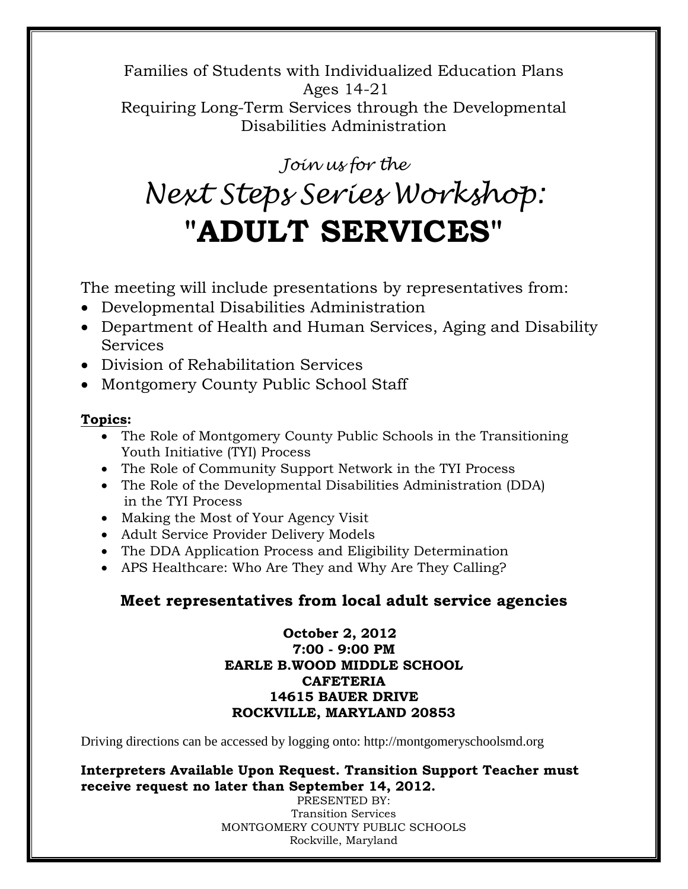Families of Students with Individualized Education Plans
Ages 14-21
Requiring Long-Term Services through the Developmental Disabilities Administration

*Join us for the*

# *Next Steps Series Workshop:*

# "ADULT SERVICES"

The meeting will include presentations by representatives from:

- Developmental Disabilities Administration
- Department of Health and Human Services, Aging and Disability Services
- Division of Rehabilitation Services
- Montgomery County Public School Staff

**Topics:**

- The Role of Montgomery County Public Schools in the Transitioning Youth Initiative (TYI) Process
- The Role of Community Support Network in the TYI Process
- The Role of the Developmental Disabilities Administration (DDA) in the TYI Process
- Making the Most of Your Agency Visit
- Adult Service Provider Delivery Models
- The DDA Application Process and Eligibility Determination
- APS Healthcare: Who Are They and Why Are They Calling?

**Meet representatives from local adult service agencies**

**October 2, 2012**
**7:00 - 9:00 PM**
**EARLE B.WOOD MIDDLE SCHOOL**
**CAFETERIA**
**14615 BAUER DRIVE**
**ROCKVILLE, MARYLAND 20853**

Driving directions can be accessed by logging onto: http://montgomeryschoolsmd.org

**Interpreters Available Upon Request. Transition Support Teacher must receive request no later than September 14, 2012.**

PRESENTED BY:
Transition Services
MONTGOMERY COUNTY PUBLIC SCHOOLS
Rockville, Maryland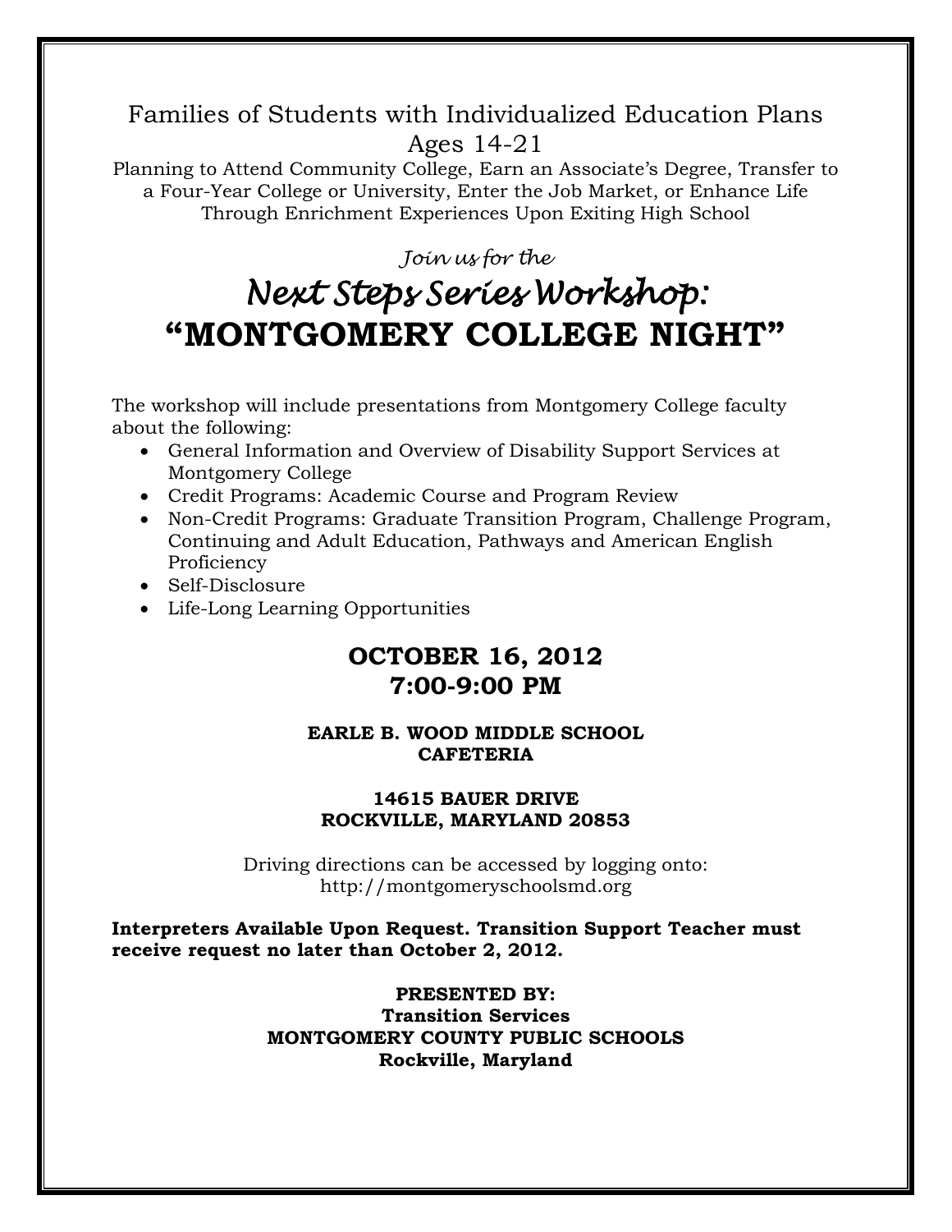Families of Students with Individualized Education Plans
Ages 14-21

Planning to Attend Community College, Earn an Associate's Degree, Transfer to a Four-Year College or University, Enter the Job Market, or Enhance Life Through Enrichment Experiences Upon Exiting High School

*Join us for the*

# *Next Steps Series Workshop:*
# "MONTGOMERY COLLEGE NIGHT"

The workshop will include presentations from Montgomery College faculty about the following:

- General Information and Overview of Disability Support Services at Montgomery College
- Credit Programs: Academic Course and Program Review
- Non-Credit Programs: Graduate Transition Program, Challenge Program, Continuing and Adult Education, Pathways and American English Proficiency
- Self-Disclosure
- Life-Long Learning Opportunities

## OCTOBER 16, 2012
## 7:00-9:00 PM

**EARLE B. WOOD MIDDLE SCHOOL**
**CAFETERIA**

**14615 BAUER DRIVE**
**ROCKVILLE, MARYLAND 20853**

Driving directions can be accessed by logging onto:
http://montgomeryschoolsmd.org

**Interpreters Available Upon Request. Transition Support Teacher must receive request no later than October 2, 2012.**

**PRESENTED BY:**
**Transition Services**
**MONTGOMERY COUNTY PUBLIC SCHOOLS**
**Rockville, Maryland**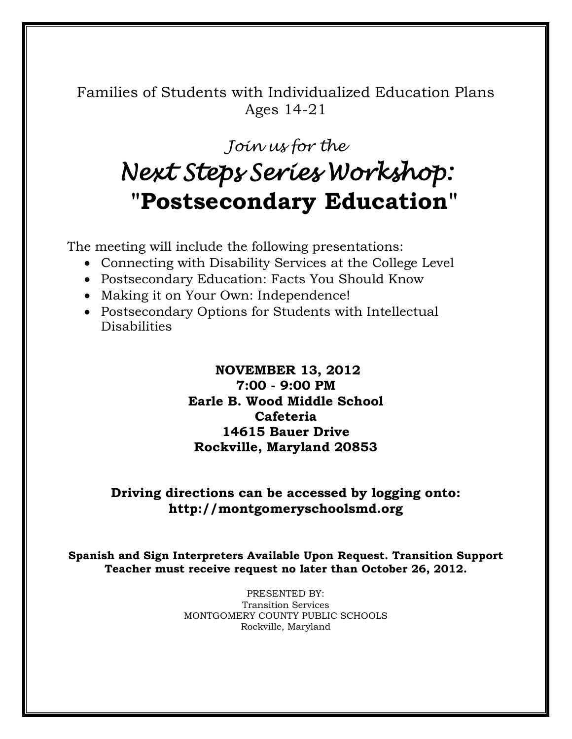Families of Students with Individualized Education Plans
Ages 14-21

*Join us for the*

# *Next Steps Series Workshop:*
# "Postsecondary Education"

The meeting will include the following presentations:

- Connecting with Disability Services at the College Level
- Postsecondary Education: Facts You Should Know
- Making it on Your Own: Independence!
- Postsecondary Options for Students with Intellectual Disabilities

**NOVEMBER 13, 2012**
**7:00 - 9:00 PM**
**Earle B. Wood Middle School**
**Cafeteria**
**14615 Bauer Drive**
**Rockville, Maryland 20853**

**Driving directions can be accessed by logging onto:**
**http://montgomeryschoolsmd.org**

**Spanish and Sign Interpreters Available Upon Request. Transition Support Teacher must receive request no later than October 26, 2012.**

PRESENTED BY:
Transition Services
MONTGOMERY COUNTY PUBLIC SCHOOLS
Rockville, Maryland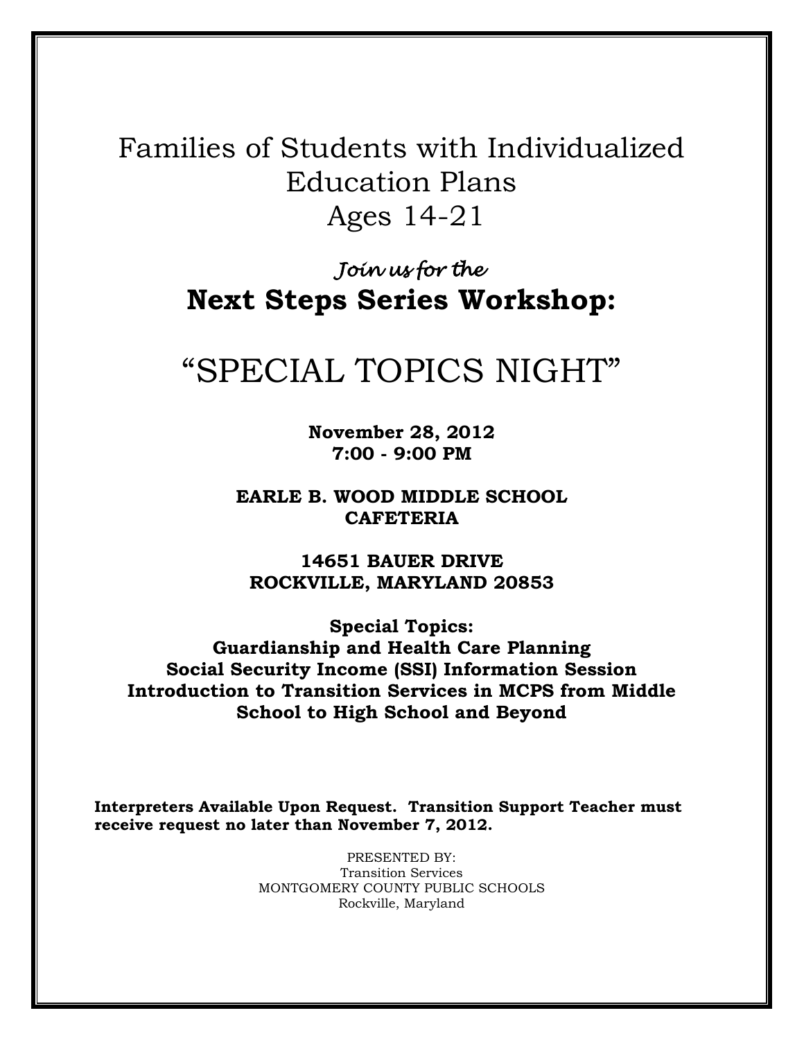# Families of Students with Individualized Education Plans Ages 14-21

*Join us for the*

## Next Steps Series Workshop:

# "SPECIAL TOPICS NIGHT"

**November 28, 2012**
**7:00 - 9:00 PM**

**EARLE B. WOOD MIDDLE SCHOOL**
**CAFETERIA**

**14651 BAUER DRIVE**
**ROCKVILLE, MARYLAND 20853**

**Special Topics:**
**Guardianship and Health Care Planning**
**Social Security Income (SSI) Information Session**
**Introduction to Transition Services in MCPS from Middle School to High School and Beyond**

**Interpreters Available Upon Request. Transition Support Teacher must receive request no later than November 7, 2012.**

PRESENTED BY:
Transition Services
MONTGOMERY COUNTY PUBLIC SCHOOLS
Rockville, Maryland